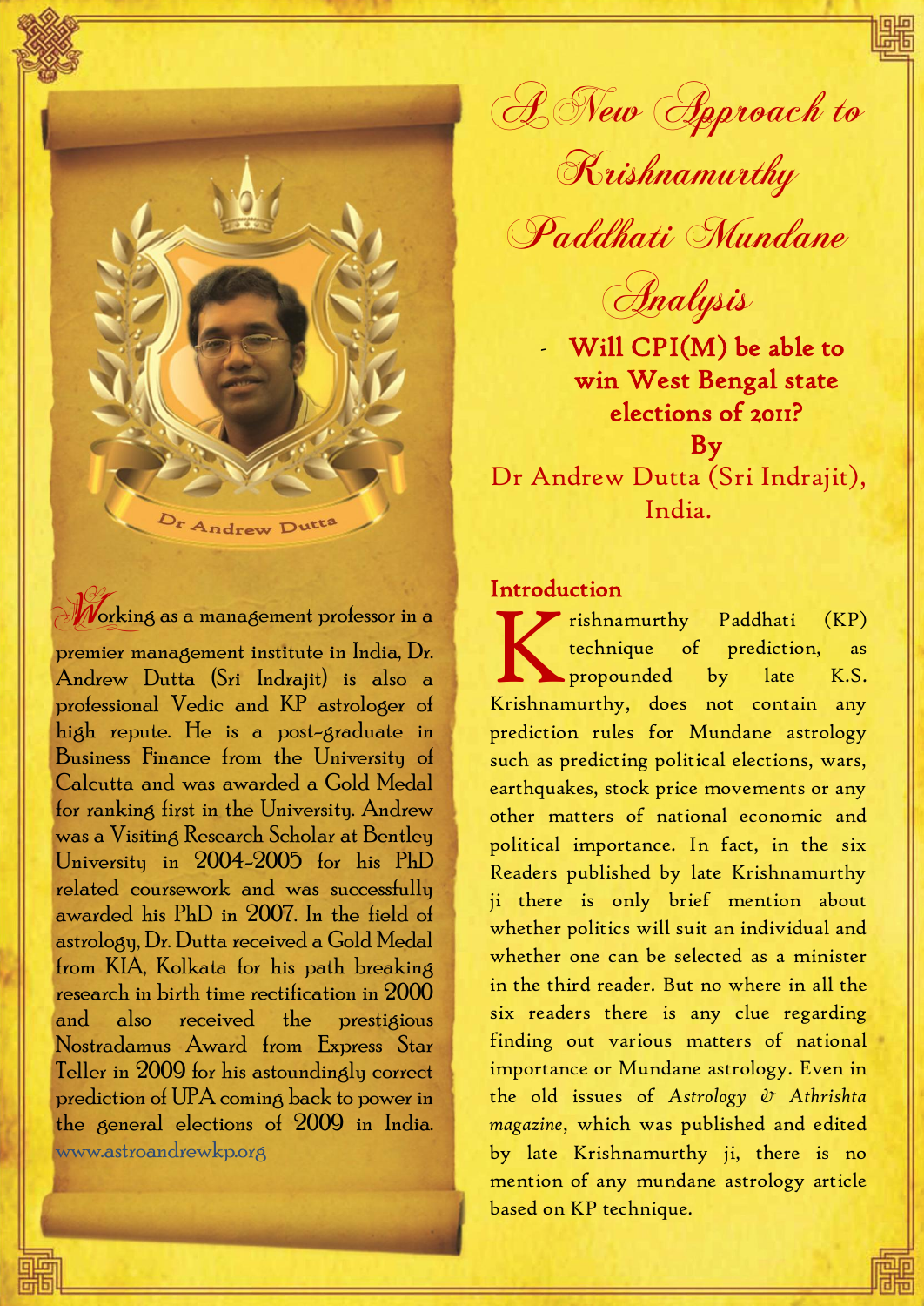# A New Approach to Krishnamurthy Paddhati Mundane Analysis

## - Will CPI(M) be able to win West Bengal state elections of 2011?

**By**

Dr Andrew Dutta (Sri Indrajit), India.

Dr Andrew Dutta

Working as a management professor in a premier management institute in India, Dr. Andrew Dutta (Sri Indrajit) is also a professional Vedic and KP astrologer of high repute. He is a post-graduate in Business Finance from the University of Calcutta and was awarded a Gold Medal for ranking first in the University. Andrew was a Visiting Research Scholar at Bentley University in 2004-2005 for his PhD related coursework and was successfully awarded his PhD in 2007. In the field of astrology, Dr. Dutta received a Gold Medal from KIA, Kolkata for his path breaking research in birth time rectification in 2000 and also received the prestigious Nostradamus Award from Express Star Teller in 2009 for his astoundingly correct prediction of UPA coming back to power in the general elections of 2009 in India. www.astroandrewkp.org

## Introduction

Krishnamurthy Paddhati (KP) technique of prediction, as propounded by late K.S. Krishnamurthy, does not contain any prediction rules for Mundane astrology such as predicting political elections, wars, earthquakes, stock price movements or any other matters of national economic and political importance. In fact, in the six Readers published by late Krishnamurthy ji there is only brief mention about whether politics will suit an individual and whether one can be selected as a minister in the third reader. But no where in all the six readers there is any clue regarding finding out various matters of national importance or Mundane astrology. Even in the old issues of *Astrology & Athrishta magazine*, which was published and edited by late Krishnamurthy ji, there is no mention of any mundane astrology article based on KP technique.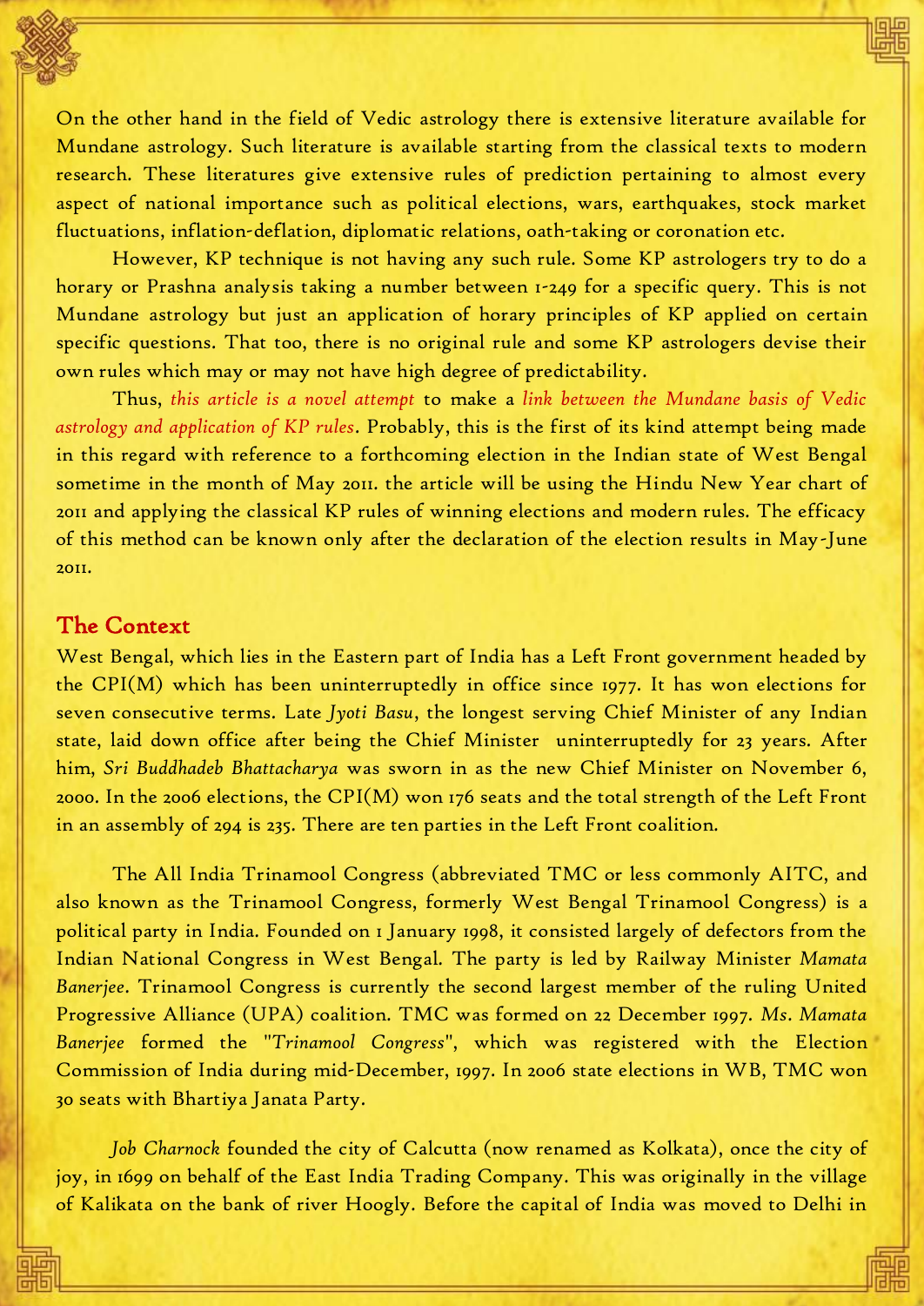On the other hand in the field of Vedic astrology there is extensive literature available for Mundane astrology. Such literature is available starting from the classical texts to modern research. These literatures give extensive rules of prediction pertaining to almost every aspect of national importance such as political elections, wars, earthquakes, stock market fluctuations, inflation-deflation, diplomatic relations, oath-taking or coronation etc.

However, KP technique is not having any such rule. Some KP astrologers try to do a horary or Prashna analysis taking a number between 1-249 for a specific query. This is not Mundane astrology but just an application of horary principles of KP applied on certain specific questions. That too, there is no original rule and some KP astrologers devise their own rules which may or may not have high degree of predictability.

Thus, *this article is a novel attempt* to make a *link between the Mundane basis of Vedic astrology and application of KP rules*. Probably, this is the first of its kind attempt being made in this regard with reference to a forthcoming election in the Indian state of West Bengal sometime in the month of May 2011. the article will be using the Hindu New Year chart of 2011 and applying the classical KP rules of winning elections and modern rules. The efficacy of this method can be known only after the declaration of the election results in May-June 2011.

## The Context

West Bengal, which lies in the Eastern part of India has a Left Front government headed by the CPI(M) which has been uninterruptedly in office since 1977. It has won elections for seven consecutive terms. Late *Jyoti Basu*, the longest serving Chief Minister of any Indian state, laid down office after being the Chief Minister uninterruptedly for 23 years. After him, *Sri Buddhadeb Bhattacharya* was sworn in as the new Chief Minister on November 6, 2000. In the 2006 elections, the CPI(M) won 176 seats and the total strength of the Left Front in an assembly of 294 is 235. There are ten parties in the Left Front coalition.

The All India Trinamool Congress (abbreviated TMC or less commonly AITC, and also known as the Trinamool Congress, formerly West Bengal Trinamool Congress) is a political party in India. Founded on 1 January 1998, it consisted largely of defectors from the Indian National Congress in West Bengal. The party is led by Railway Minister *Mamata Banerjee*. Trinamool Congress is currently the second largest member of the ruling United Progressive Alliance (UPA) coalition. TMC was formed on 22 December 1997. *Ms. Mamata Banerjee* formed the "*Trinamool Congress*", which was registered with the Election Commission of India during mid-December, 1997. In 2006 state elections in WB, TMC won 30 seats with Bhartiya Janata Party.

*Job Charnock* founded the city of Calcutta (now renamed as Kolkata), once the city of joy, in 1699 on behalf of the East India Trading Company. This was originally in the village of Kalikata on the bank of river Hoogly. Before the capital of India was moved to Delhi in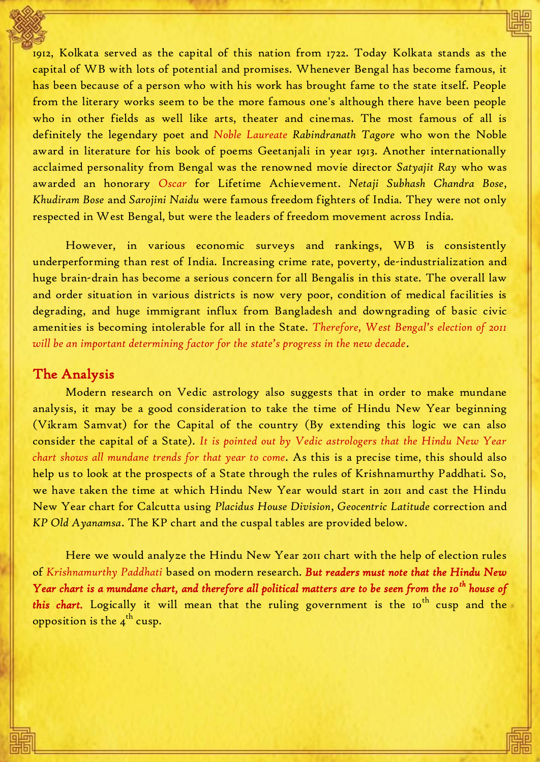1912, Kolkata served as the capital of this nation from 1722. Today Kolkata stands as the capital of WB with lots of potential and promises. Whenever Bengal has become famous, it has been because of a person who with his work has brought fame to the state itself. People from the literary works seem to be the more famous one's although there have been people who in other fields as well like arts, theater and cinemas. The most famous of all is definitely the legendary poet and *Noble Laureate Rabindranath Tagore* who won the Noble award in literature for his book of poems Geetanjali in year 1913. Another internationally acclaimed personality from Bengal was the renowned movie director *Satyajit Ray* who was awarded an honorary *Oscar* for Lifetime Achievement. *Netaji Subhash Chandra Bose*, *Khudiram Bose* and *Sarojini Naidu* were famous freedom fighters of India. They were not only respected in West Bengal, but were the leaders of freedom movement across India.

However, in various economic surveys and rankings, WB is consistently underperforming than rest of India. Increasing crime rate, poverty, de-industrialization and huge brain-drain has become a serious concern for all Bengalis in this state. The overall law and order situation in various districts is now very poor, condition of medical facilities is degrading, and huge immigrant influx from Bangladesh and downgrading of basic civic amenities is becoming intolerable for all in the State. *Therefore, West Bengal's election of 2011 will be an important determining factor for the state's progress in the new decade*.

## The Analysis

Modern research on Vedic astrology also suggests that in order to make mundane analysis, it may be a good consideration to take the time of Hindu New Year beginning (Vikram Samvat) for the Capital of the country (By extending this logic we can also consider the capital of a State). *It is pointed out by Vedic astrologers that the Hindu New Year chart shows all mundane trends for that year to come*. As this is a precise time, this should also help us to look at the prospects of a State through the rules of Krishnamurthy Paddhati. So, we have taken the time at which Hindu New Year would start in 2011 and cast the Hindu New Year chart for Calcutta using *Placidus House Division*, *Geocentric Latitude* correction and *KP Old Ayanamsa*. The KP chart and the cuspal tables are provided below.

Here we would analyze the Hindu New Year 2011 chart with the help of election rules of *Krishnamurthy Paddhati* based on modern research. ***But readers must note that the Hindu New Year chart is a mundane chart, and therefore all political matters are to be seen from the 10th house of this chart.*** Logically it will mean that the ruling government is the 10th cusp and the opposition is the 4th cusp.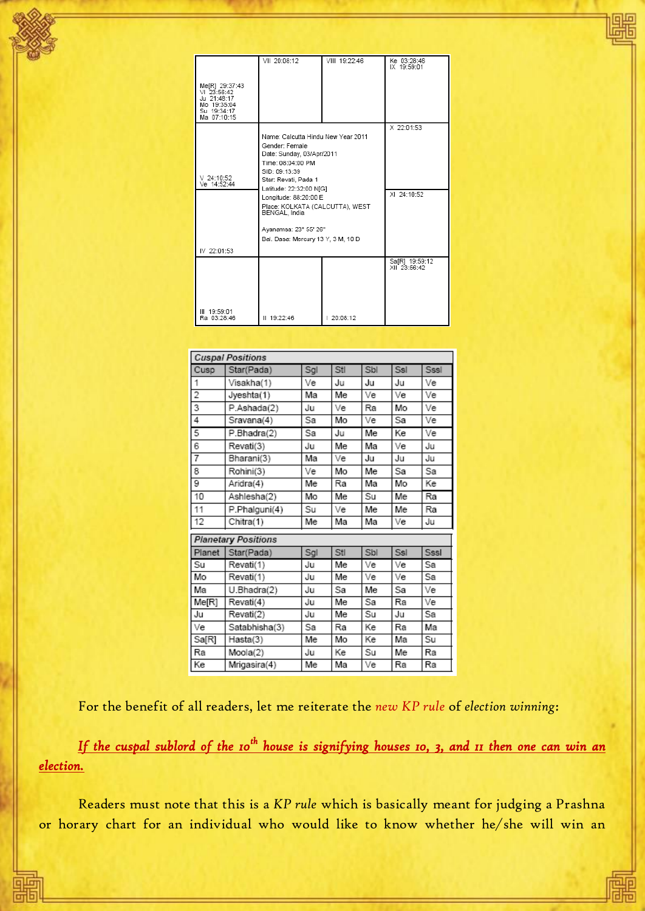| | | | |
|---|---|---|---|
| Me[R] 29:37:43<br>VI 23:58:42<br>Ju 21:48:17<br>Mo 19:35:04<br>Su 19:34:17<br>Ma 07:10:15 | VII 20:08:12 | VIII 19:22:46 | Ke 03:28:46<br>IX 19:59:01 |
| V 24:10:52<br>Ve 14:52:44 | Name: Calcutta Hindu New Year 2011<br>Gender: Female<br>Date: Sunday, 03/Apr/2011<br>Time: 08:04:00 PM<br>SID: 09:13:39<br>Star: Revati, Pada 1<br>Latitude: 22:32:00 N[G] | | X 22:01:53 |
| IV 22:01:53 | Longitude: 88:20:00 E<br>Place: KOLKATA (CALCUTTA), WEST BENGAL, India<br>Ayanamsa: 23° 55' 26"<br>Bal. Dasa: Mercury 13 Y, 3 M, 10 D | | XI 24:10:52 |
| III 19:59:01<br>Ra 03:28:46 | II 19:22:46 | I 20:08:12 | Sa[R] 19:59:12<br>XII 23:56:42 |

**Cuspal Positions**

| Cusp | Star(Pada) | Sgl | Stl | Sbl | Ssl | Sssl |
|---|---|---|---|---|---|---|
| 1 | Visakha(1) | Ve | Ju | Ju | Ju | Ve |
| 2 | Jyeshta(1) | Ma | Me | Ve | Ve | Ve |
| 3 | P.Ashada(2) | Ju | Ve | Ra | Mo | Ve |
| 4 | Sravana(4) | Sa | Mo | Ve | Sa | Ve |
| 5 | P.Bhadra(2) | Sa | Ju | Me | Ke | Ve |
| 6 | Revati(3) | Ju | Me | Ma | Ve | Ju |
| 7 | Bharani(3) | Ma | Ve | Ju | Ju | Ju |
| 8 | Rohini(3) | Ve | Mo | Me | Sa | Sa |
| 9 | Aridra(4) | Me | Ra | Ma | Mo | Ke |
| 10 | Ashlesha(2) | Mo | Me | Su | Me | Ra |
| 11 | P.Phalguni(4) | Su | Ve | Me | Me | Ra |
| 12 | Chitra(1) | Me | Ma | Ma | Ve | Ju |

**Planetary Positions**

| Planet | Star(Pada) | Sgl | Stl | Sbl | Ssl | Sssl |
|---|---|---|---|---|---|---|
| Su | Revati(1) | Ju | Me | Ve | Ve | Sa |
| Mo | Revati(1) | Ju | Me | Ve | Ve | Sa |
| Ma | U.Bhadra(2) | Ju | Sa | Me | Sa | Ve |
| Me[R] | Revati(4) | Ju | Me | Sa | Ra | Ve |
| Ju | Revati(2) | Ju | Me | Su | Ju | Sa |
| Ve | Satabhisha(3) | Sa | Ra | Ke | Ra | Ma |
| Sa[R] | Hasta(3) | Me | Mo | Ke | Ma | Su |
| Ra | Moola(2) | Ju | Ke | Su | Me | Ra |
| Ke | Mrigasira(4) | Me | Ma | Ve | Ra | Ra |

For the benefit of all readers, let me reiterate the *new KP rule* of *election winning*:

***If the cuspal sublord of the 10th house is signifying houses 10, 3, and 11 then one can win an election.***

Readers must note that this is a *KP rule* which is basically meant for judging a Prashna or horary chart for an individual who would like to know whether he/she will win an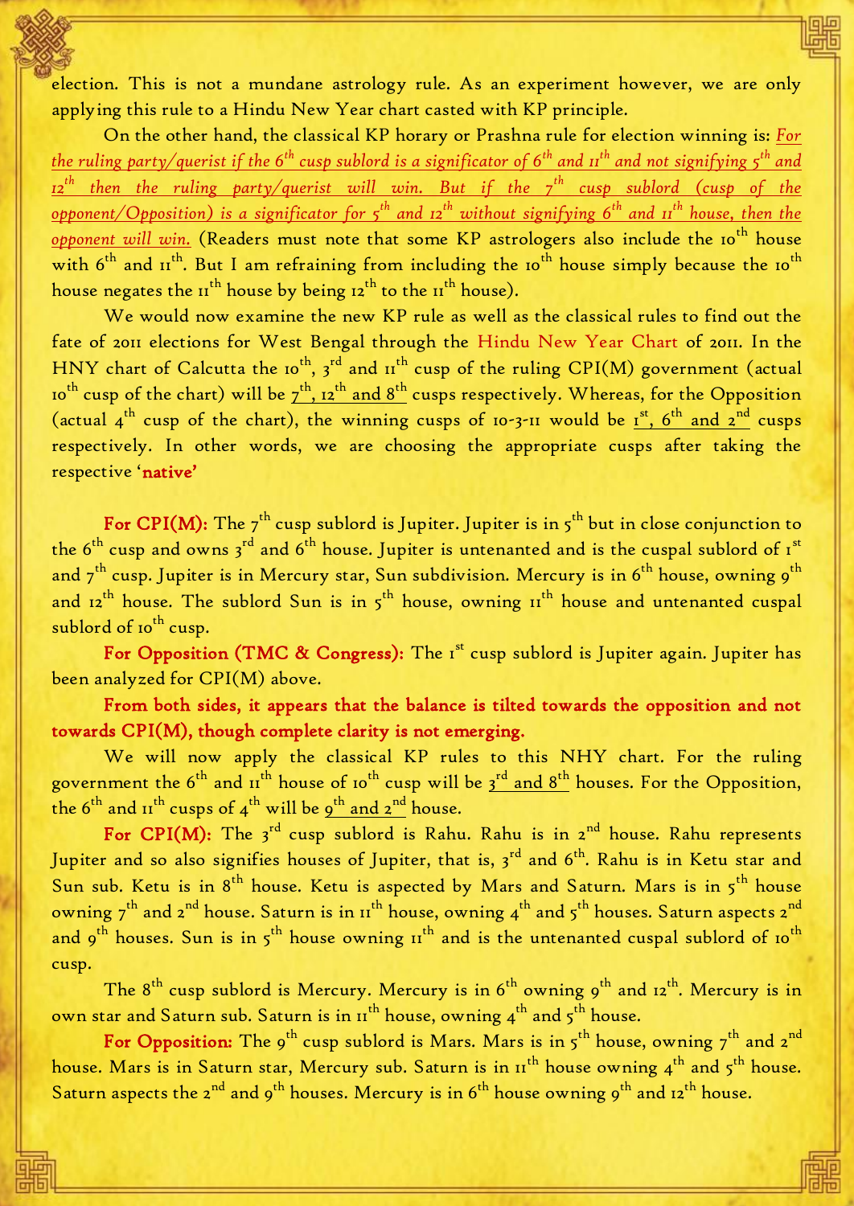election. This is not a mundane astrology rule. As an experiment however, we are only applying this rule to a Hindu New Year chart casted with KP principle.

On the other hand, the classical KP horary or Prashna rule for election winning is: *For the ruling party/querist if the 6th cusp sublord is a significator of 6th and 11th and not signifying 5th and 12th then the ruling party/querist will win. But if the 7th cusp sublord (cusp of the opponent/Opposition) is a significator for 5th and 12th without signifying 6th and 11th house, then the opponent will win.* (Readers must note that some KP astrologers also include the 10th house with 6th and 11th. But I am refraining from including the 10th house simply because the 10th house negates the 11th house by being 12th to the 11th house).

We would now examine the new KP rule as well as the classical rules to find out the fate of 2011 elections for West Bengal through the Hindu New Year Chart of 2011. In the HNY chart of Calcutta the 10th, 3rd and 11th cusp of the ruling CPI(M) government (actual 10th cusp of the chart) will be 7th, 12th and 8th cusps respectively. Whereas, for the Opposition (actual 4th cusp of the chart), the winning cusps of 10-3-11 would be 1st, 6th and 2nd cusps respectively. In other words, we are choosing the appropriate cusps after taking the respective '**native**'

**For CPI(M):** The 7th cusp sublord is Jupiter. Jupiter is in 5th but in close conjunction to the 6th cusp and owns 3rd and 6th house. Jupiter is untenanted and is the cuspal sublord of 1st and 7th cusp. Jupiter is in Mercury star, Sun subdivision. Mercury is in 6th house, owning 9th and 12th house. The sublord Sun is in 5th house, owning 11th house and untenanted cuspal sublord of 10th cusp.

**For Opposition (TMC & Congress):** The 1st cusp sublord is Jupiter again. Jupiter has been analyzed for CPI(M) above.

**From both sides, it appears that the balance is tilted towards the opposition and not towards CPI(M), though complete clarity is not emerging.**

We will now apply the classical KP rules to this NHY chart. For the ruling government the 6th and 11th house of 10th cusp will be 3rd and 8th houses. For the Opposition, the 6th and 11th cusps of 4th will be 9th and 2nd house.

**For CPI(M):** The 3rd cusp sublord is Rahu. Rahu is in 2nd house. Rahu represents Jupiter and so also signifies houses of Jupiter, that is, 3rd and 6th. Rahu is in Ketu star and Sun sub. Ketu is in 8th house. Ketu is aspected by Mars and Saturn. Mars is in 5th house owning 7th and 2nd house. Saturn is in 11th house, owning 4th and 5th houses. Saturn aspects 2nd and 9th houses. Sun is in 5th house owning 11th and is the untenanted cuspal sublord of 10th cusp.

The 8th cusp sublord is Mercury. Mercury is in 6th owning 9th and 12th. Mercury is in own star and Saturn sub. Saturn is in 11th house, owning 4th and 5th house.

**For Opposition:** The 9th cusp sublord is Mars. Mars is in 5th house, owning 7th and 2nd house. Mars is in Saturn star, Mercury sub. Saturn is in 11th house owning 4th and 5th house. Saturn aspects the 2nd and 9th houses. Mercury is in 6th house owning 9th and 12th house.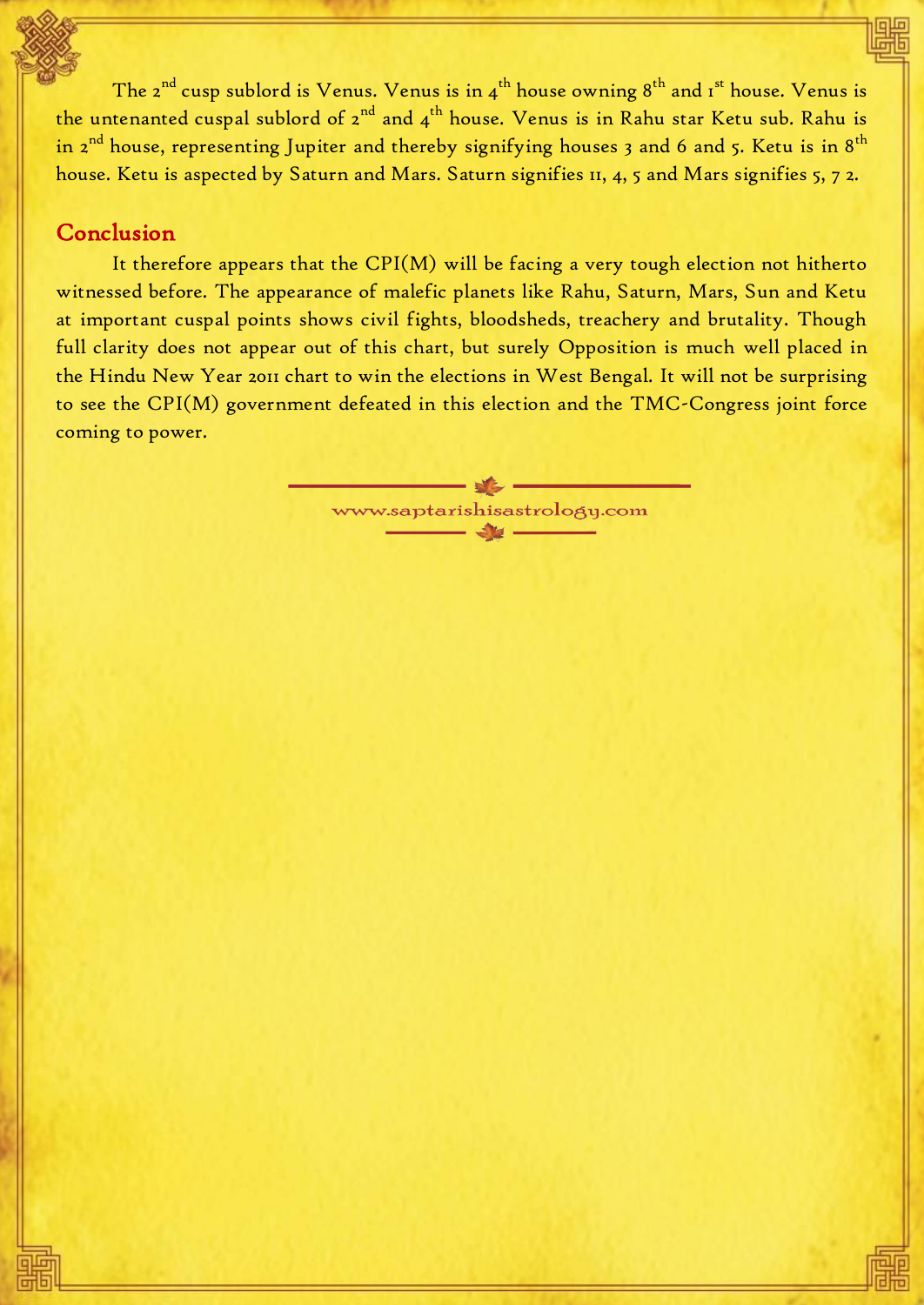The 2nd cusp sublord is Venus. Venus is in 4th house owning 8th and 1st house. Venus is the untenanted cuspal sublord of 2nd and 4th house. Venus is in Rahu star Ketu sub. Rahu is in 2nd house, representing Jupiter and thereby signifying houses 3 and 6 and 5. Ketu is in 8th house. Ketu is aspected by Saturn and Mars. Saturn signifies 11, 4, 5 and Mars signifies 5, 7 2.

## Conclusion

It therefore appears that the CPI(M) will be facing a very tough election not hitherto witnessed before. The appearance of malefic planets like Rahu, Saturn, Mars, Sun and Ketu at important cuspal points shows civil fights, bloodsheds, treachery and brutality. Though full clarity does not appear out of this chart, but surely Opposition is much well placed in the Hindu New Year 2011 chart to win the elections in West Bengal. It will not be surprising to see the CPI(M) government defeated in this election and the TMC-Congress joint force coming to power.

www.saptarishisastrology.com